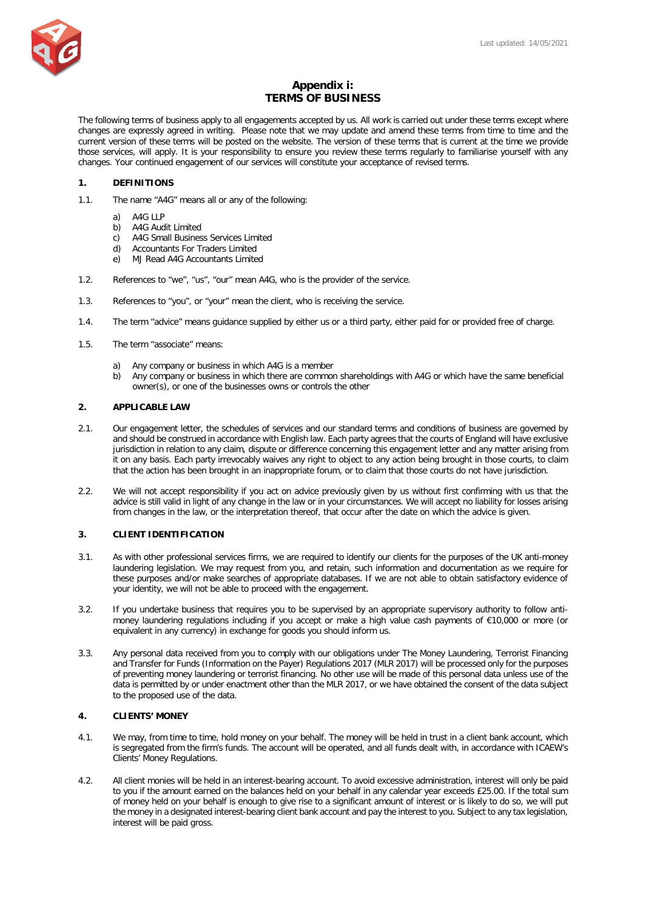# Appendix i: TERMS OF BUSINESS

The following terms of business apply to all engagements accepted by us. All work is carried out under these terms except where changes are expressly agreed in writing. Please note that we may update and amend these terms from time to time and the current version of these terms will be posted on the website. The version of these terms that is current at the time we provide those services, will apply. It is your responsibility to ensure you review these terms regularly to familiarise yourself with any changes. Your continued engagement of our services will constitute your acceptance of revised terms.

## 1. DEFINITIONS

1.1. The name "A4G" means all or any of the following:

a) A4G LLP
b) A4G Audit Limited
c) A4G Small Business Services Limited
d) Accountants For Traders Limited
e) MJ Read A4G Accountants Limited

1.2. References to "we", "us", "our" mean A4G, who is the provider of the service.

1.3. References to "you", or "your" mean the client, who is receiving the service.

1.4. The term "advice" means guidance supplied by either us or a third party, either paid for or provided free of charge.

1.5. The term "associate" means:

a) Any company or business in which A4G is a member
b) Any company or business in which there are common shareholdings with A4G or which have the same beneficial owner(s), or one of the businesses owns or controls the other

## 2. APPLICABLE LAW

2.1. Our engagement letter, the schedules of services and our standard terms and conditions of business are governed by and should be construed in accordance with English law. Each party agrees that the courts of England will have exclusive jurisdiction in relation to any claim, dispute or difference concerning this engagement letter and any matter arising from it on any basis. Each party irrevocably waives any right to object to any action being brought in those courts, to claim that the action has been brought in an inappropriate forum, or to claim that those courts do not have jurisdiction.

2.2. We will not accept responsibility if you act on advice previously given by us without first confirming with us that the advice is still valid in light of any change in the law or in your circumstances. We will accept no liability for losses arising from changes in the law, or the interpretation thereof, that occur after the date on which the advice is given.

## 3. CLIENT IDENTIFICATION

3.1. As with other professional services firms, we are required to identify our clients for the purposes of the UK anti-money laundering legislation. We may request from you, and retain, such information and documentation as we require for these purposes and/or make searches of appropriate databases. If we are not able to obtain satisfactory evidence of your identity, we will not be able to proceed with the engagement.

3.2. If you undertake business that requires you to be supervised by an appropriate supervisory authority to follow anti-money laundering regulations including if you accept or make a high value cash payments of €10,000 or more (or equivalent in any currency) in exchange for goods you should inform us.

3.3. Any personal data received from you to comply with our obligations under The Money Laundering, Terrorist Financing and Transfer for Funds (Information on the Payer) Regulations 2017 (MLR 2017) will be processed only for the purposes of preventing money laundering or terrorist financing. No other use will be made of this personal data unless use of the data is permitted by or under enactment other than the MLR 2017, or we have obtained the consent of the data subject to the proposed use of the data.

## 4. CLIENTS' MONEY

4.1. We may, from time to time, hold money on your behalf. The money will be held in trust in a client bank account, which is segregated from the firm's funds. The account will be operated, and all funds dealt with, in accordance with ICAEW's Clients' Money Regulations.

4.2. All client monies will be held in an interest-bearing account. To avoid excessive administration, interest will only be paid to you if the amount earned on the balances held on your behalf in any calendar year exceeds £25.00. If the total sum of money held on your behalf is enough to give rise to a significant amount of interest or is likely to do so, we will put the money in a designated interest-bearing client bank account and pay the interest to you. Subject to any tax legislation, interest will be paid gross.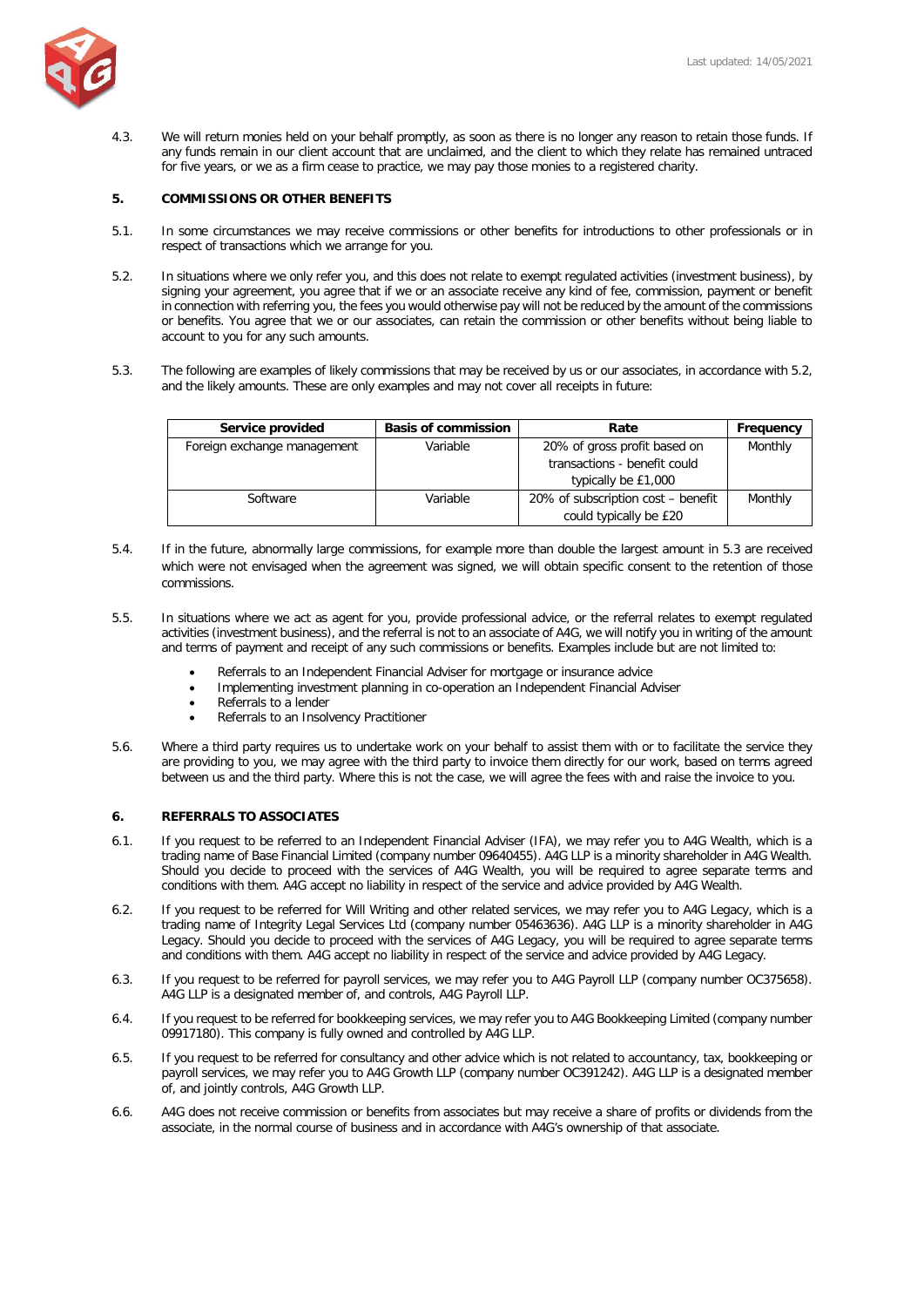4.3. We will return monies held on your behalf promptly, as soon as there is no longer any reason to retain those funds. If any funds remain in our client account that are unclaimed, and the client to which they relate has remained untraced for five years, or we as a firm cease to practice, we may pay those monies to a registered charity.

## 5. COMMISSIONS OR OTHER BENEFITS

5.1. In some circumstances we may receive commissions or other benefits for introductions to other professionals or in respect of transactions which we arrange for you.

5.2. In situations where we only refer you, and this does not relate to exempt regulated activities (investment business), by signing your agreement, you agree that if we or an associate receive any kind of fee, commission, payment or benefit in connection with referring you, the fees you would otherwise pay will not be reduced by the amount of the commissions or benefits. You agree that we or our associates, can retain the commission or other benefits without being liable to account to you for any such amounts.

5.3. The following are examples of likely commissions that may be received by us or our associates, in accordance with 5.2, and the likely amounts. These are only examples and may not cover all receipts in future:

| Service provided | Basis of commission | Rate | Frequency |
|---|---|---|---|
| Foreign exchange management | Variable | 20% of gross profit based on transactions - benefit could typically be £1,000 | Monthly |
| Software | Variable | 20% of subscription cost – benefit could typically be £20 | Monthly |

5.4. If in the future, abnormally large commissions, for example more than double the largest amount in 5.3 are received which were not envisaged when the agreement was signed, we will obtain specific consent to the retention of those commissions.

5.5. In situations where we act as agent for you, provide professional advice, or the referral relates to exempt regulated activities (investment business), and the referral is not to an associate of A4G, we will notify you in writing of the amount and terms of payment and receipt of any such commissions or benefits. Examples include but are not limited to:

- Referrals to an Independent Financial Adviser for mortgage or insurance advice
- Implementing investment planning in co-operation an Independent Financial Adviser
- Referrals to a lender
- Referrals to an Insolvency Practitioner

5.6. Where a third party requires us to undertake work on your behalf to assist them with or to facilitate the service they are providing to you, we may agree with the third party to invoice them directly for our work, based on terms agreed between us and the third party. Where this is not the case, we will agree the fees with and raise the invoice to you.

## 6. REFERRALS TO ASSOCIATES

6.1. If you request to be referred to an Independent Financial Adviser (IFA), we may refer you to A4G Wealth, which is a trading name of Base Financial Limited (company number 09640455). A4G LLP is a minority shareholder in A4G Wealth. Should you decide to proceed with the services of A4G Wealth, you will be required to agree separate terms and conditions with them. A4G accept no liability in respect of the service and advice provided by A4G Wealth.

6.2. If you request to be referred for Will Writing and other related services, we may refer you to A4G Legacy, which is a trading name of Integrity Legal Services Ltd (company number 05463636). A4G LLP is a minority shareholder in A4G Legacy. Should you decide to proceed with the services of A4G Legacy, you will be required to agree separate terms and conditions with them. A4G accept no liability in respect of the service and advice provided by A4G Legacy.

6.3. If you request to be referred for payroll services, we may refer you to A4G Payroll LLP (company number OC375658). A4G LLP is a designated member of, and controls, A4G Payroll LLP.

6.4. If you request to be referred for bookkeeping services, we may refer you to A4G Bookkeeping Limited (company number 09917180). This company is fully owned and controlled by A4G LLP.

6.5. If you request to be referred for consultancy and other advice which is not related to accountancy, tax, bookkeeping or payroll services, we may refer you to A4G Growth LLP (company number OC391242). A4G LLP is a designated member of, and jointly controls, A4G Growth LLP.

6.6. A4G does not receive commission or benefits from associates but may receive a share of profits or dividends from the associate, in the normal course of business and in accordance with A4G's ownership of that associate.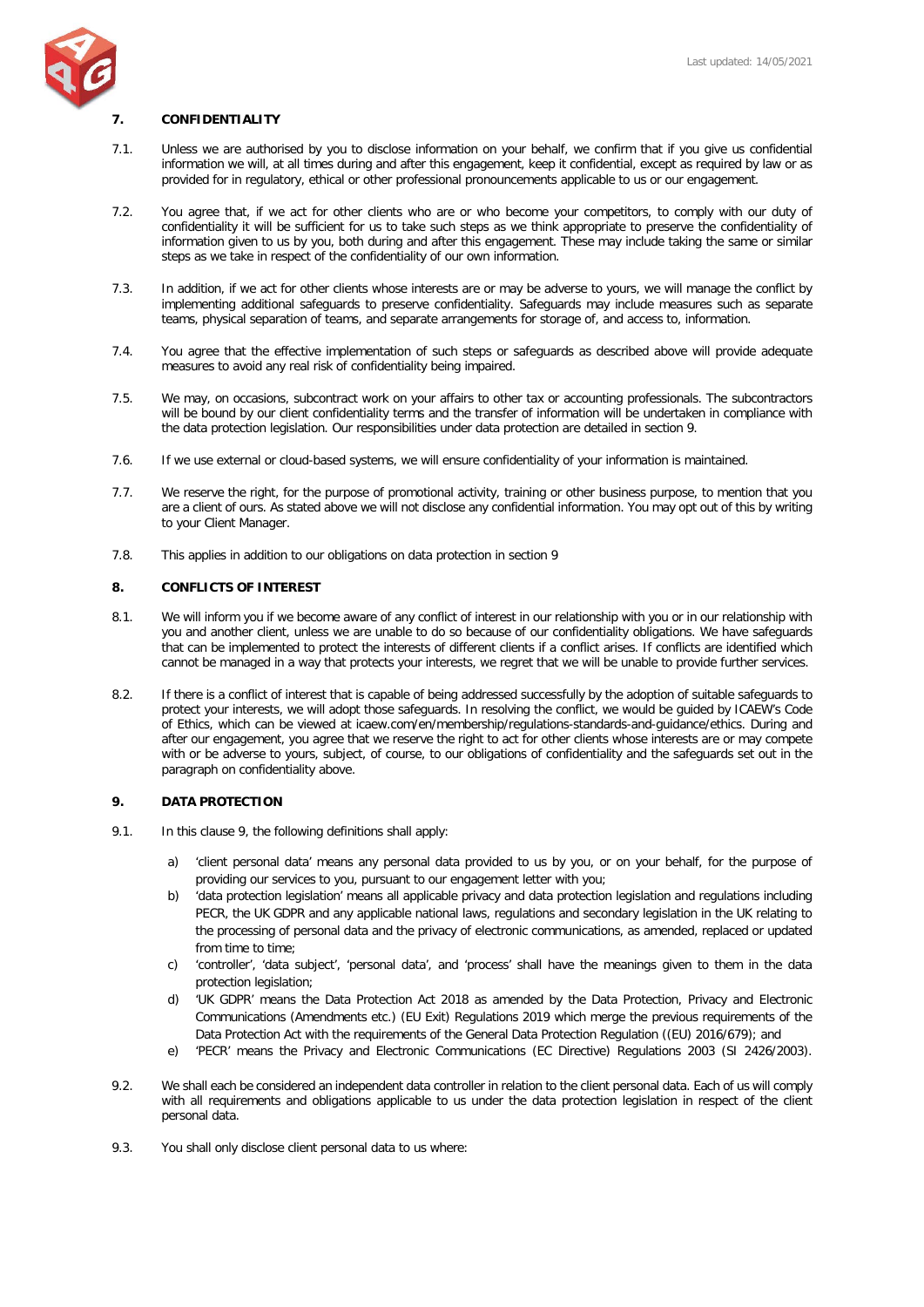## 7. CONFIDENTIALITY

7.1. Unless we are authorised by you to disclose information on your behalf, we confirm that if you give us confidential information we will, at all times during and after this engagement, keep it confidential, except as required by law or as provided for in regulatory, ethical or other professional pronouncements applicable to us or our engagement.

7.2. You agree that, if we act for other clients who are or who become your competitors, to comply with our duty of confidentiality it will be sufficient for us to take such steps as we think appropriate to preserve the confidentiality of information given to us by you, both during and after this engagement. These may include taking the same or similar steps as we take in respect of the confidentiality of our own information.

7.3. In addition, if we act for other clients whose interests are or may be adverse to yours, we will manage the conflict by implementing additional safeguards to preserve confidentiality. Safeguards may include measures such as separate teams, physical separation of teams, and separate arrangements for storage of, and access to, information.

7.4. You agree that the effective implementation of such steps or safeguards as described above will provide adequate measures to avoid any real risk of confidentiality being impaired.

7.5. We may, on occasions, subcontract work on your affairs to other tax or accounting professionals. The subcontractors will be bound by our client confidentiality terms and the transfer of information will be undertaken in compliance with the data protection legislation. Our responsibilities under data protection are detailed in section 9.

7.6. If we use external or cloud-based systems, we will ensure confidentiality of your information is maintained.

7.7. We reserve the right, for the purpose of promotional activity, training or other business purpose, to mention that you are a client of ours. As stated above we will not disclose any confidential information. You may opt out of this by writing to your Client Manager.

7.8. This applies in addition to our obligations on data protection in section 9

## 8. CONFLICTS OF INTEREST

8.1. We will inform you if we become aware of any conflict of interest in our relationship with you or in our relationship with you and another client, unless we are unable to do so because of our confidentiality obligations. We have safeguards that can be implemented to protect the interests of different clients if a conflict arises. If conflicts are identified which cannot be managed in a way that protects your interests, we regret that we will be unable to provide further services.

8.2. If there is a conflict of interest that is capable of being addressed successfully by the adoption of suitable safeguards to protect your interests, we will adopt those safeguards. In resolving the conflict, we would be guided by ICAEW's Code of Ethics, which can be viewed at icaew.com/en/membership/regulations-standards-and-guidance/ethics. During and after our engagement, you agree that we reserve the right to act for other clients whose interests are or may compete with or be adverse to yours, subject, of course, to our obligations of confidentiality and the safeguards set out in the paragraph on confidentiality above.

## 9. DATA PROTECTION

9.1. In this clause 9, the following definitions shall apply:

a) 'client personal data' means any personal data provided to us by you, or on your behalf, for the purpose of providing our services to you, pursuant to our engagement letter with you;

b) 'data protection legislation' means all applicable privacy and data protection legislation and regulations including PECR, the UK GDPR and any applicable national laws, regulations and secondary legislation in the UK relating to the processing of personal data and the privacy of electronic communications, as amended, replaced or updated from time to time;

c) 'controller', 'data subject', 'personal data', and 'process' shall have the meanings given to them in the data protection legislation;

d) 'UK GDPR' means the Data Protection Act 2018 as amended by the Data Protection, Privacy and Electronic Communications (Amendments etc.) (EU Exit) Regulations 2019 which merge the previous requirements of the Data Protection Act with the requirements of the General Data Protection Regulation ((EU) 2016/679); and

e) 'PECR' means the Privacy and Electronic Communications (EC Directive) Regulations 2003 (SI 2426/2003).

9.2. We shall each be considered an independent data controller in relation to the client personal data. Each of us will comply with all requirements and obligations applicable to us under the data protection legislation in respect of the client personal data.

9.3. You shall only disclose client personal data to us where: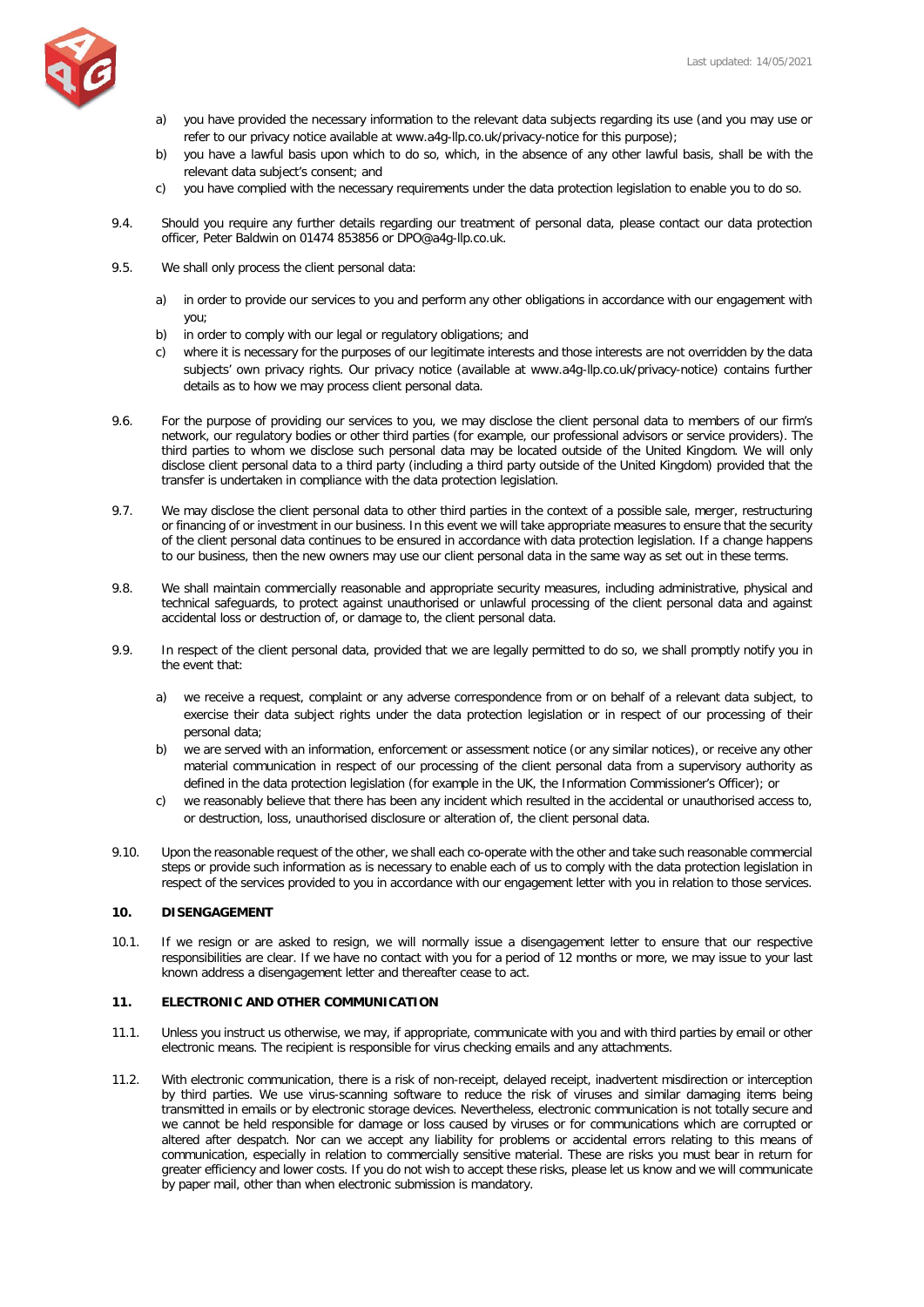a) you have provided the necessary information to the relevant data subjects regarding its use (and you may use or refer to our privacy notice available at www.a4g-llp.co.uk/privacy-notice for this purpose);
b) you have a lawful basis upon which to do so, which, in the absence of any other lawful basis, shall be with the relevant data subject's consent; and
c) you have complied with the necessary requirements under the data protection legislation to enable you to do so.

9.4. Should you require any further details regarding our treatment of personal data, please contact our data protection officer, Peter Baldwin on 01474 853856 or DPO@a4g-llp.co.uk.

9.5. We shall only process the client personal data:

a) in order to provide our services to you and perform any other obligations in accordance with our engagement with you;
b) in order to comply with our legal or regulatory obligations; and
c) where it is necessary for the purposes of our legitimate interests and those interests are not overridden by the data subjects' own privacy rights. Our privacy notice (available at www.a4g-llp.co.uk/privacy-notice) contains further details as to how we may process client personal data.

9.6. For the purpose of providing our services to you, we may disclose the client personal data to members of our firm's network, our regulatory bodies or other third parties (for example, our professional advisors or service providers). The third parties to whom we disclose such personal data may be located outside of the United Kingdom. We will only disclose client personal data to a third party (including a third party outside of the United Kingdom) provided that the transfer is undertaken in compliance with the data protection legislation.

9.7. We may disclose the client personal data to other third parties in the context of a possible sale, merger, restructuring or financing of or investment in our business. In this event we will take appropriate measures to ensure that the security of the client personal data continues to be ensured in accordance with data protection legislation. If a change happens to our business, then the new owners may use our client personal data in the same way as set out in these terms.

9.8. We shall maintain commercially reasonable and appropriate security measures, including administrative, physical and technical safeguards, to protect against unauthorised or unlawful processing of the client personal data and against accidental loss or destruction of, or damage to, the client personal data.

9.9. In respect of the client personal data, provided that we are legally permitted to do so, we shall promptly notify you in the event that:

a) we receive a request, complaint or any adverse correspondence from or on behalf of a relevant data subject, to exercise their data subject rights under the data protection legislation or in respect of our processing of their personal data;
b) we are served with an information, enforcement or assessment notice (or any similar notices), or receive any other material communication in respect of our processing of the client personal data from a supervisory authority as defined in the data protection legislation (for example in the UK, the Information Commissioner's Officer); or
c) we reasonably believe that there has been any incident which resulted in the accidental or unauthorised access to, or destruction, loss, unauthorised disclosure or alteration of, the client personal data.

9.10. Upon the reasonable request of the other, we shall each co-operate with the other and take such reasonable commercial steps or provide such information as is necessary to enable each of us to comply with the data protection legislation in respect of the services provided to you in accordance with our engagement letter with you in relation to those services.

## 10. DISENGAGEMENT

10.1. If we resign or are asked to resign, we will normally issue a disengagement letter to ensure that our respective responsibilities are clear. If we have no contact with you for a period of 12 months or more, we may issue to your last known address a disengagement letter and thereafter cease to act.

## 11. ELECTRONIC AND OTHER COMMUNICATION

11.1. Unless you instruct us otherwise, we may, if appropriate, communicate with you and with third parties by email or other electronic means. The recipient is responsible for virus checking emails and any attachments.

11.2. With electronic communication, there is a risk of non-receipt, delayed receipt, inadvertent misdirection or interception by third parties. We use virus-scanning software to reduce the risk of viruses and similar damaging items being transmitted in emails or by electronic storage devices. Nevertheless, electronic communication is not totally secure and we cannot be held responsible for damage or loss caused by viruses or for communications which are corrupted or altered after despatch. Nor can we accept any liability for problems or accidental errors relating to this means of communication, especially in relation to commercially sensitive material. These are risks you must bear in return for greater efficiency and lower costs. If you do not wish to accept these risks, please let us know and we will communicate by paper mail, other than when electronic submission is mandatory.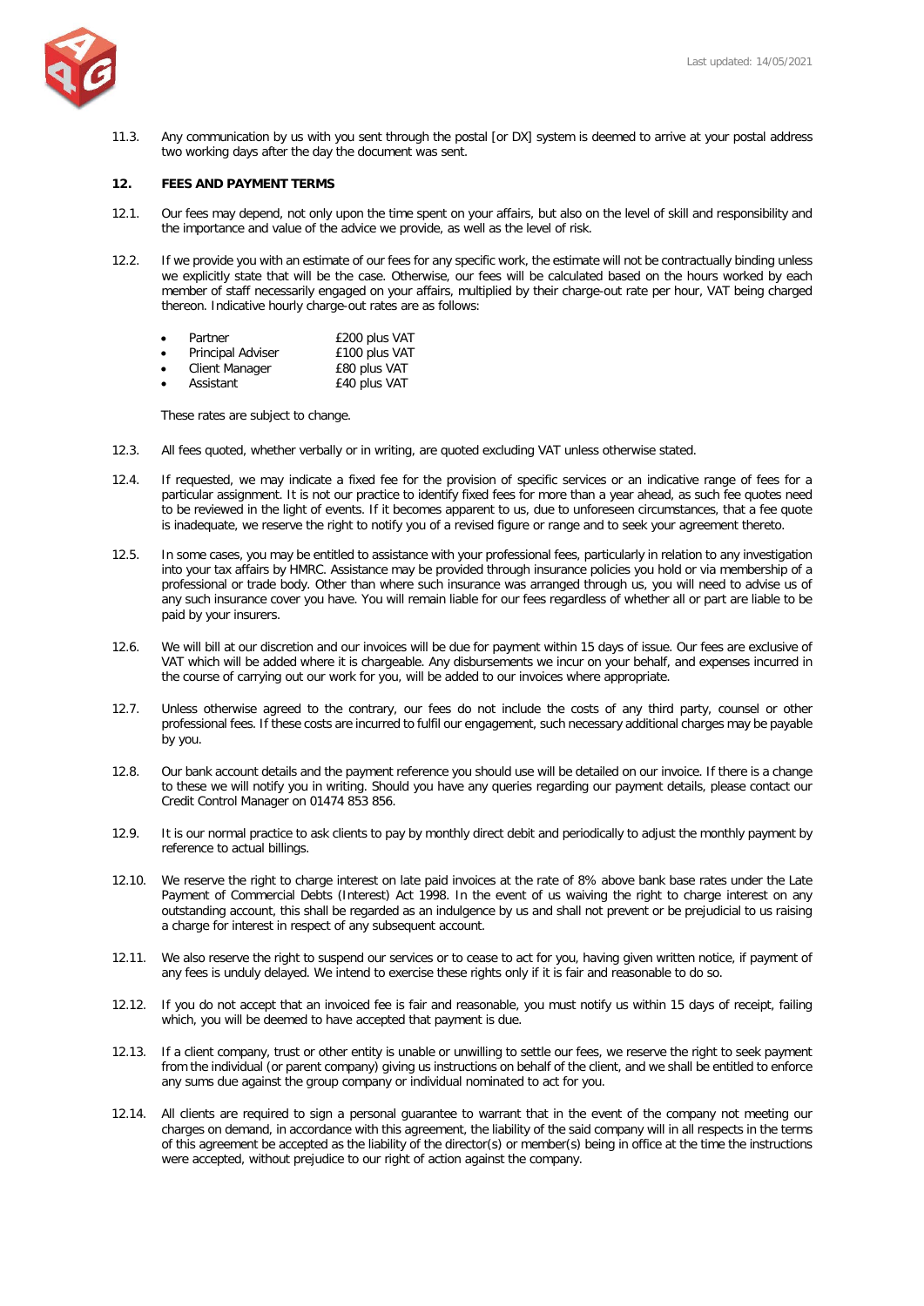11.3. Any communication by us with you sent through the postal [or DX] system is deemed to arrive at your postal address two working days after the day the document was sent.

## 12. FEES AND PAYMENT TERMS

12.1. Our fees may depend, not only upon the time spent on your affairs, but also on the level of skill and responsibility and the importance and value of the advice we provide, as well as the level of risk.

12.2. If we provide you with an estimate of our fees for any specific work, the estimate will not be contractually binding unless we explicitly state that will be the case. Otherwise, our fees will be calculated based on the hours worked by each member of staff necessarily engaged on your affairs, multiplied by their charge-out rate per hour, VAT being charged thereon. Indicative hourly charge-out rates are as follows:

- Partner £200 plus VAT
- Principal Adviser £100 plus VAT
- Client Manager £80 plus VAT
- Assistant £40 plus VAT

These rates are subject to change.

12.3. All fees quoted, whether verbally or in writing, are quoted excluding VAT unless otherwise stated.

12.4. If requested, we may indicate a fixed fee for the provision of specific services or an indicative range of fees for a particular assignment. It is not our practice to identify fixed fees for more than a year ahead, as such fee quotes need to be reviewed in the light of events. If it becomes apparent to us, due to unforeseen circumstances, that a fee quote is inadequate, we reserve the right to notify you of a revised figure or range and to seek your agreement thereto.

12.5. In some cases, you may be entitled to assistance with your professional fees, particularly in relation to any investigation into your tax affairs by HMRC. Assistance may be provided through insurance policies you hold or via membership of a professional or trade body. Other than where such insurance was arranged through us, you will need to advise us of any such insurance cover you have. You will remain liable for our fees regardless of whether all or part are liable to be paid by your insurers.

12.6. We will bill at our discretion and our invoices will be due for payment within 15 days of issue. Our fees are exclusive of VAT which will be added where it is chargeable. Any disbursements we incur on your behalf, and expenses incurred in the course of carrying out our work for you, will be added to our invoices where appropriate.

12.7. Unless otherwise agreed to the contrary, our fees do not include the costs of any third party, counsel or other professional fees. If these costs are incurred to fulfil our engagement, such necessary additional charges may be payable by you.

12.8. Our bank account details and the payment reference you should use will be detailed on our invoice. If there is a change to these we will notify you in writing. Should you have any queries regarding our payment details, please contact our Credit Control Manager on 01474 853 856.

12.9. It is our normal practice to ask clients to pay by monthly direct debit and periodically to adjust the monthly payment by reference to actual billings.

12.10. We reserve the right to charge interest on late paid invoices at the rate of 8% above bank base rates under the Late Payment of Commercial Debts (Interest) Act 1998. In the event of us waiving the right to charge interest on any outstanding account, this shall be regarded as an indulgence by us and shall not prevent or be prejudicial to us raising a charge for interest in respect of any subsequent account.

12.11. We also reserve the right to suspend our services or to cease to act for you, having given written notice, if payment of any fees is unduly delayed. We intend to exercise these rights only if it is fair and reasonable to do so.

12.12. If you do not accept that an invoiced fee is fair and reasonable, you must notify us within 15 days of receipt, failing which, you will be deemed to have accepted that payment is due.

12.13. If a client company, trust or other entity is unable or unwilling to settle our fees, we reserve the right to seek payment from the individual (or parent company) giving us instructions on behalf of the client, and we shall be entitled to enforce any sums due against the group company or individual nominated to act for you.

12.14. All clients are required to sign a personal guarantee to warrant that in the event of the company not meeting our charges on demand, in accordance with this agreement, the liability of the said company will in all respects in the terms of this agreement be accepted as the liability of the director(s) or member(s) being in office at the time the instructions were accepted, without prejudice to our right of action against the company.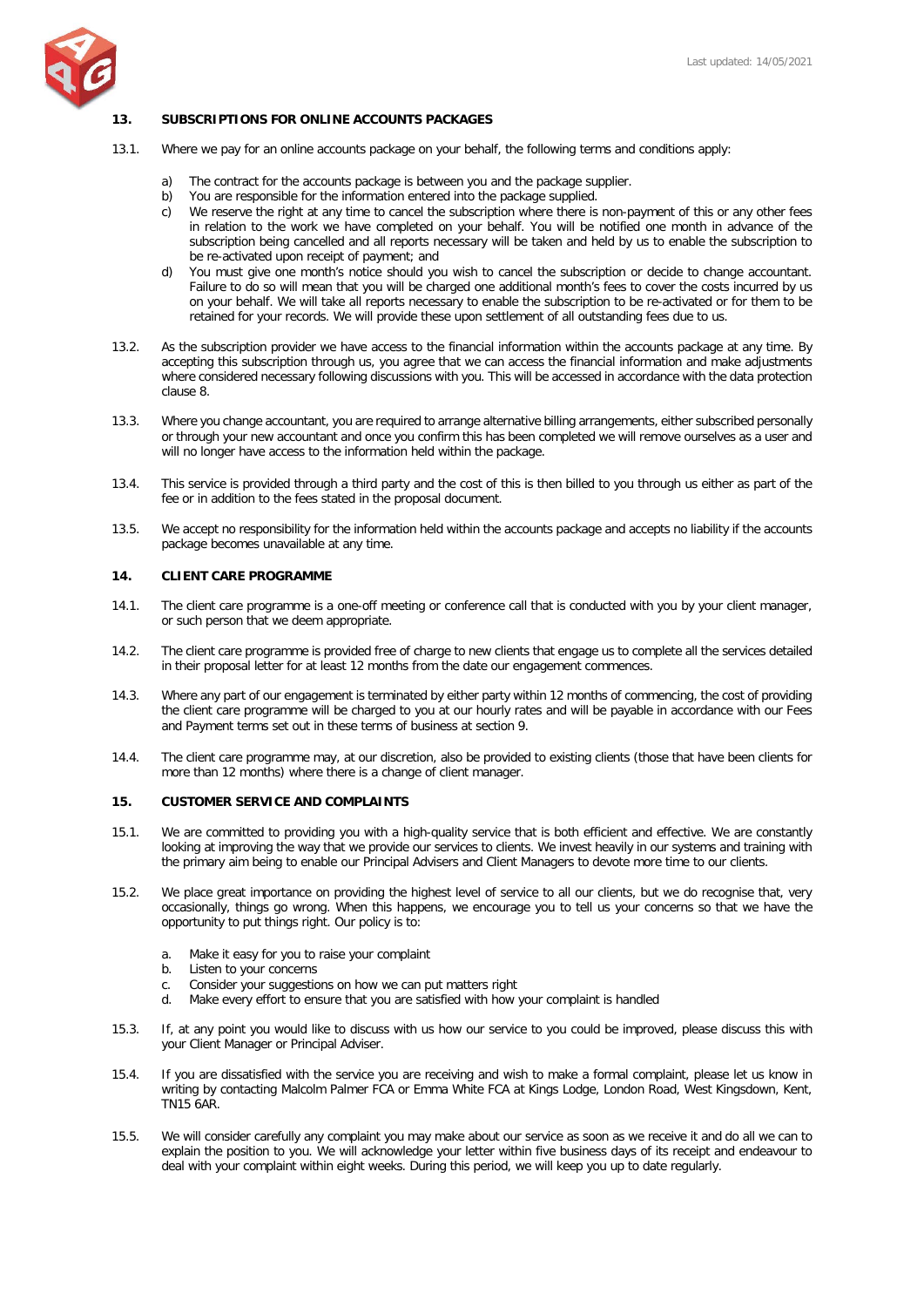## 13. SUBSCRIPTIONS FOR ONLINE ACCOUNTS PACKAGES

13.1. Where we pay for an online accounts package on your behalf, the following terms and conditions apply:

a) The contract for the accounts package is between you and the package supplier.
b) You are responsible for the information entered into the package supplied.
c) We reserve the right at any time to cancel the subscription where there is non-payment of this or any other fees in relation to the work we have completed on your behalf. You will be notified one month in advance of the subscription being cancelled and all reports necessary will be taken and held by us to enable the subscription to be re-activated upon receipt of payment; and
d) You must give one month's notice should you wish to cancel the subscription or decide to change accountant. Failure to do so will mean that you will be charged one additional month's fees to cover the costs incurred by us on your behalf. We will take all reports necessary to enable the subscription to be re-activated or for them to be retained for your records. We will provide these upon settlement of all outstanding fees due to us.

13.2. As the subscription provider we have access to the financial information within the accounts package at any time. By accepting this subscription through us, you agree that we can access the financial information and make adjustments where considered necessary following discussions with you. This will be accessed in accordance with the data protection clause 8.

13.3. Where you change accountant, you are required to arrange alternative billing arrangements, either subscribed personally or through your new accountant and once you confirm this has been completed we will remove ourselves as a user and will no longer have access to the information held within the package.

13.4. This service is provided through a third party and the cost of this is then billed to you through us either as part of the fee or in addition to the fees stated in the proposal document.

13.5. We accept no responsibility for the information held within the accounts package and accepts no liability if the accounts package becomes unavailable at any time.

## 14. CLIENT CARE PROGRAMME

14.1. The client care programme is a one-off meeting or conference call that is conducted with you by your client manager, or such person that we deem appropriate.

14.2. The client care programme is provided free of charge to new clients that engage us to complete all the services detailed in their proposal letter for at least 12 months from the date our engagement commences.

14.3. Where any part of our engagement is terminated by either party within 12 months of commencing, the cost of providing the client care programme will be charged to you at our hourly rates and will be payable in accordance with our Fees and Payment terms set out in these terms of business at section 9.

14.4. The client care programme may, at our discretion, also be provided to existing clients (those that have been clients for more than 12 months) where there is a change of client manager.

## 15. CUSTOMER SERVICE AND COMPLAINTS

15.1. We are committed to providing you with a high-quality service that is both efficient and effective. We are constantly looking at improving the way that we provide our services to clients. We invest heavily in our systems and training with the primary aim being to enable our Principal Advisers and Client Managers to devote more time to our clients.

15.2. We place great importance on providing the highest level of service to all our clients, but we do recognise that, very occasionally, things go wrong. When this happens, we encourage you to tell us your concerns so that we have the opportunity to put things right. Our policy is to:

a. Make it easy for you to raise your complaint
b. Listen to your concerns
c. Consider your suggestions on how we can put matters right
d. Make every effort to ensure that you are satisfied with how your complaint is handled

15.3. If, at any point you would like to discuss with us how our service to you could be improved, please discuss this with your Client Manager or Principal Adviser.

15.4. If you are dissatisfied with the service you are receiving and wish to make a formal complaint, please let us know in writing by contacting Malcolm Palmer FCA or Emma White FCA at Kings Lodge, London Road, West Kingsdown, Kent, TN15 6AR.

15.5. We will consider carefully any complaint you may make about our service as soon as we receive it and do all we can to explain the position to you. We will acknowledge your letter within five business days of its receipt and endeavour to deal with your complaint within eight weeks. During this period, we will keep you up to date regularly.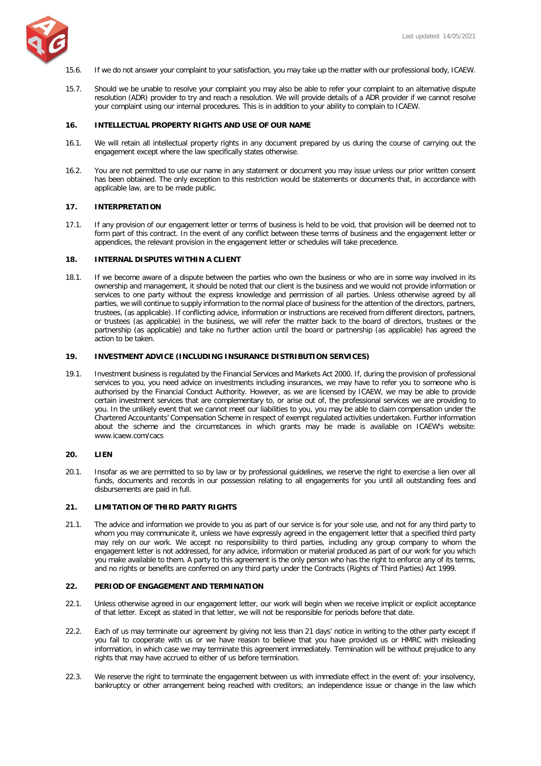15.6. If we do not answer your complaint to your satisfaction, you may take up the matter with our professional body, ICAEW.

15.7. Should we be unable to resolve your complaint you may also be able to refer your complaint to an alternative dispute resolution (ADR) provider to try and reach a resolution. We will provide details of a ADR provider if we cannot resolve your complaint using our internal procedures. This is in addition to your ability to complain to ICAEW.

## 16. INTELLECTUAL PROPERTY RIGHTS AND USE OF OUR NAME

16.1. We will retain all intellectual property rights in any document prepared by us during the course of carrying out the engagement except where the law specifically states otherwise.

16.2. You are not permitted to use our name in any statement or document you may issue unless our prior written consent has been obtained. The only exception to this restriction would be statements or documents that, in accordance with applicable law, are to be made public.

## 17. INTERPRETATION

17.1. If any provision of our engagement letter or terms of business is held to be void, that provision will be deemed not to form part of this contract. In the event of any conflict between these terms of business and the engagement letter or appendices, the relevant provision in the engagement letter or schedules will take precedence.

## 18. INTERNAL DISPUTES WITHIN A CLIENT

18.1. If we become aware of a dispute between the parties who own the business or who are in some way involved in its ownership and management, it should be noted that our client is the business and we would not provide information or services to one party without the express knowledge and permission of all parties. Unless otherwise agreed by all parties, we will continue to supply information to the normal place of business for the attention of the directors, partners, trustees, (as applicable). If conflicting advice, information or instructions are received from different directors, partners, or trustees (as applicable) in the business, we will refer the matter back to the board of directors, trustees or the partnership (as applicable) and take no further action until the board or partnership (as applicable) has agreed the action to be taken.

## 19. INVESTMENT ADVICE (INCLUDING INSURANCE DISTRIBUTION SERVICES)

19.1. Investment business is regulated by the Financial Services and Markets Act 2000. If, during the provision of professional services to you, you need advice on investments including insurances, we may have to refer you to someone who is authorised by the Financial Conduct Authority. However, as we are licensed by ICAEW, we may be able to provide certain investment services that are complementary to, or arise out of, the professional services we are providing to you. In the unlikely event that we cannot meet our liabilities to you, you may be able to claim compensation under the Chartered Accountants' Compensation Scheme in respect of exempt regulated activities undertaken. Further information about the scheme and the circumstances in which grants may be made is available on ICAEW's website: www.icaew.com/cacs

## 20. LIEN

20.1. Insofar as we are permitted to so by law or by professional guidelines, we reserve the right to exercise a lien over all funds, documents and records in our possession relating to all engagements for you until all outstanding fees and disbursements are paid in full.

## 21. LIMITATION OF THIRD PARTY RIGHTS

21.1. The advice and information we provide to you as part of our service is for your sole use, and not for any third party to whom you may communicate it, unless we have expressly agreed in the engagement letter that a specified third party may rely on our work. We accept no responsibility to third parties, including any group company to whom the engagement letter is not addressed, for any advice, information or material produced as part of our work for you which you make available to them. A party to this agreement is the only person who has the right to enforce any of its terms, and no rights or benefits are conferred on any third party under the Contracts (Rights of Third Parties) Act 1999.

## 22. PERIOD OF ENGAGEMENT AND TERMINATION

22.1. Unless otherwise agreed in our engagement letter, our work will begin when we receive implicit or explicit acceptance of that letter. Except as stated in that letter, we will not be responsible for periods before that date.

22.2. Each of us may terminate our agreement by giving not less than 21 days' notice in writing to the other party except if you fail to cooperate with us or we have reason to believe that you have provided us or HMRC with misleading information, in which case we may terminate this agreement immediately. Termination will be without prejudice to any rights that may have accrued to either of us before termination.

22.3. We reserve the right to terminate the engagement between us with immediate effect in the event of: your insolvency, bankruptcy or other arrangement being reached with creditors; an independence issue or change in the law which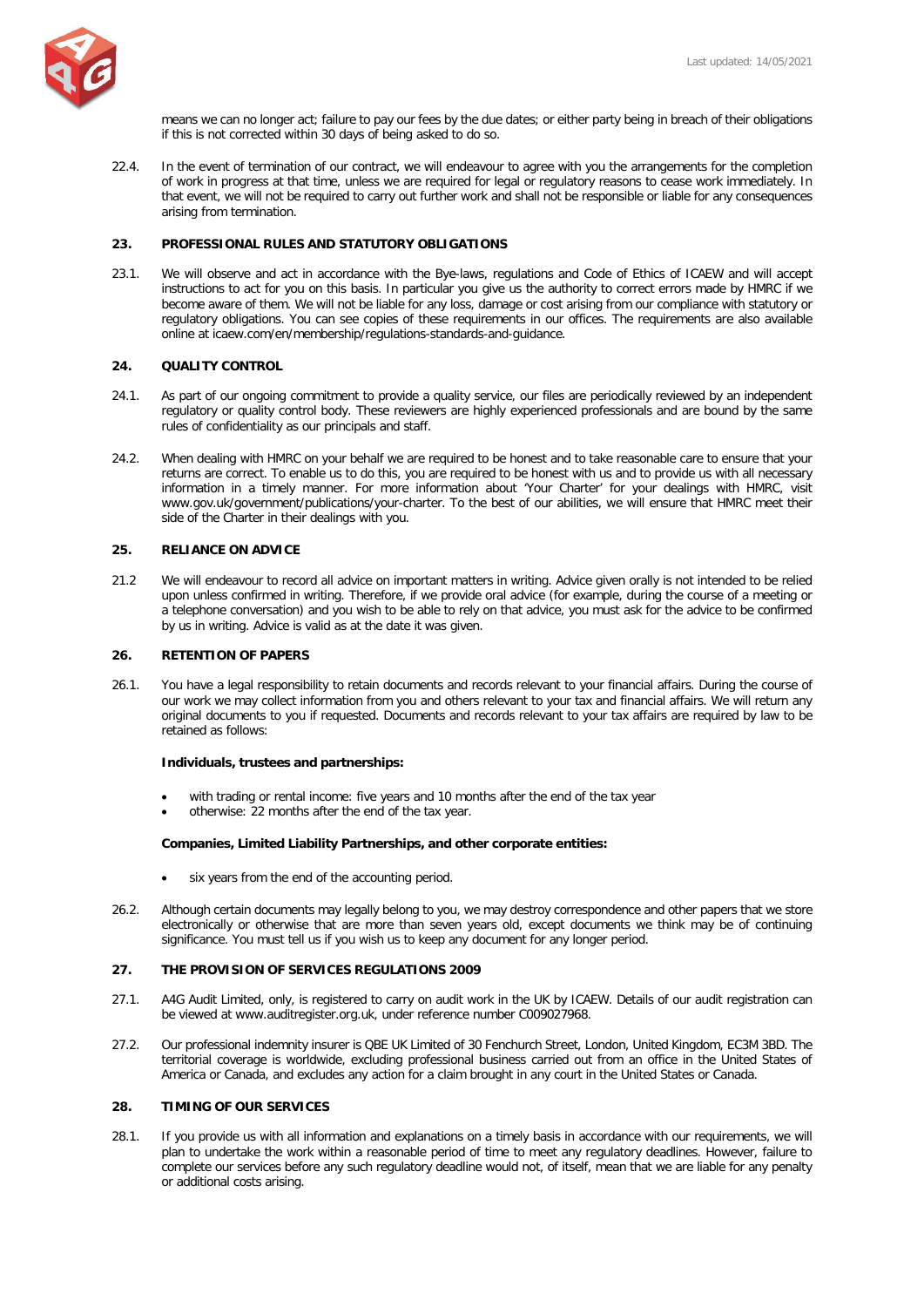means we can no longer act; failure to pay our fees by the due dates; or either party being in breach of their obligations if this is not corrected within 30 days of being asked to do so.

22.4. In the event of termination of our contract, we will endeavour to agree with you the arrangements for the completion of work in progress at that time, unless we are required for legal or regulatory reasons to cease work immediately. In that event, we will not be required to carry out further work and shall not be responsible or liable for any consequences arising from termination.

## 23. PROFESSIONAL RULES AND STATUTORY OBLIGATIONS

23.1. We will observe and act in accordance with the Bye-laws, regulations and Code of Ethics of ICAEW and will accept instructions to act for you on this basis. In particular you give us the authority to correct errors made by HMRC if we become aware of them. We will not be liable for any loss, damage or cost arising from our compliance with statutory or regulatory obligations. You can see copies of these requirements in our offices. The requirements are also available online at icaew.com/en/membership/regulations-standards-and-guidance.

## 24. QUALITY CONTROL

24.1. As part of our ongoing commitment to provide a quality service, our files are periodically reviewed by an independent regulatory or quality control body. These reviewers are highly experienced professionals and are bound by the same rules of confidentiality as our principals and staff.

24.2. When dealing with HMRC on your behalf we are required to be honest and to take reasonable care to ensure that your returns are correct. To enable us to do this, you are required to be honest with us and to provide us with all necessary information in a timely manner. For more information about 'Your Charter' for your dealings with HMRC, visit www.gov.uk/government/publications/your-charter. To the best of our abilities, we will ensure that HMRC meet their side of the Charter in their dealings with you.

## 25. RELIANCE ON ADVICE

21.2 We will endeavour to record all advice on important matters in writing. Advice given orally is not intended to be relied upon unless confirmed in writing. Therefore, if we provide oral advice (for example, during the course of a meeting or a telephone conversation) and you wish to be able to rely on that advice, you must ask for the advice to be confirmed by us in writing. Advice is valid as at the date it was given.

## 26. RETENTION OF PAPERS

26.1. You have a legal responsibility to retain documents and records relevant to your financial affairs. During the course of our work we may collect information from you and others relevant to your tax and financial affairs. We will return any original documents to you if requested. Documents and records relevant to your tax affairs are required by law to be retained as follows:

**Individuals, trustees and partnerships:**

- with trading or rental income: five years and 10 months after the end of the tax year
- otherwise: 22 months after the end of the tax year.

**Companies, Limited Liability Partnerships, and other corporate entities:**

- six years from the end of the accounting period.

26.2. Although certain documents may legally belong to you, we may destroy correspondence and other papers that we store electronically or otherwise that are more than seven years old, except documents we think may be of continuing significance. You must tell us if you wish us to keep any document for any longer period.

## 27. THE PROVISION OF SERVICES REGULATIONS 2009

27.1. A4G Audit Limited, only, is registered to carry on audit work in the UK by ICAEW. Details of our audit registration can be viewed at www.auditregister.org.uk, under reference number C009027968.

27.2. Our professional indemnity insurer is QBE UK Limited of 30 Fenchurch Street, London, United Kingdom, EC3M 3BD. The territorial coverage is worldwide, excluding professional business carried out from an office in the United States of America or Canada, and excludes any action for a claim brought in any court in the United States or Canada.

## 28. TIMING OF OUR SERVICES

28.1. If you provide us with all information and explanations on a timely basis in accordance with our requirements, we will plan to undertake the work within a reasonable period of time to meet any regulatory deadlines. However, failure to complete our services before any such regulatory deadline would not, of itself, mean that we are liable for any penalty or additional costs arising.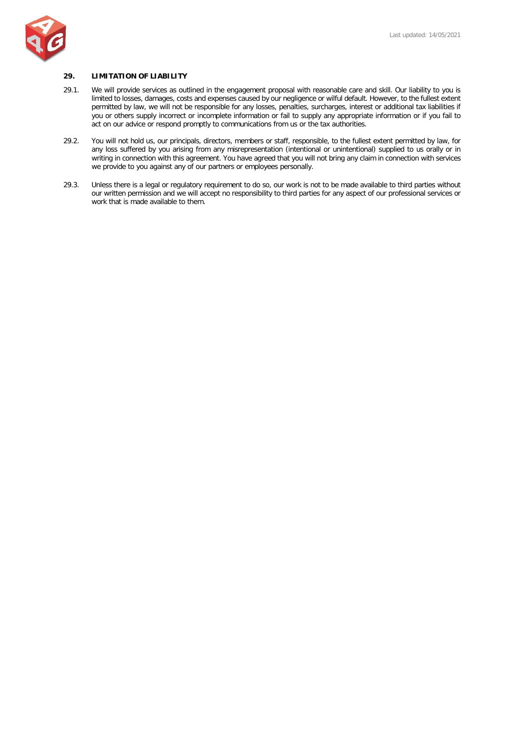## 29. LIMITATION OF LIABILITY

29.1. We will provide services as outlined in the engagement proposal with reasonable care and skill. Our liability to you is limited to losses, damages, costs and expenses caused by our negligence or wilful default. However, to the fullest extent permitted by law, we will not be responsible for any losses, penalties, surcharges, interest or additional tax liabilities if you or others supply incorrect or incomplete information or fail to supply any appropriate information or if you fail to act on our advice or respond promptly to communications from us or the tax authorities.

29.2. You will not hold us, our principals, directors, members or staff, responsible, to the fullest extent permitted by law, for any loss suffered by you arising from any misrepresentation (intentional or unintentional) supplied to us orally or in writing in connection with this agreement. You have agreed that you will not bring any claim in connection with services we provide to you against any of our partners or employees personally.

29.3. Unless there is a legal or regulatory requirement to do so, our work is not to be made available to third parties without our written permission and we will accept no responsibility to third parties for any aspect of our professional services or work that is made available to them.